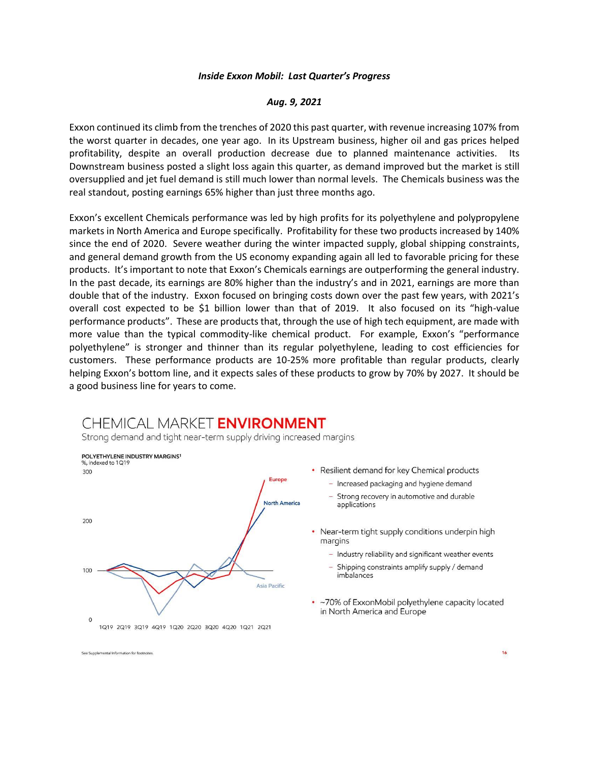***Inside Exxon Mobil: Last Quarter's Progress***

***Aug. 9, 2021***

Exxon continued its climb from the trenches of 2020 this past quarter, with revenue increasing 107% from the worst quarter in decades, one year ago. In its Upstream business, higher oil and gas prices helped profitability, despite an overall production decrease due to planned maintenance activities. Its Downstream business posted a slight loss again this quarter, as demand improved but the market is still oversupplied and jet fuel demand is still much lower than normal levels. The Chemicals business was the real standout, posting earnings 65% higher than just three months ago.

Exxon's excellent Chemicals performance was led by high profits for its polyethylene and polypropylene markets in North America and Europe specifically. Profitability for these two products increased by 140% since the end of 2020. Severe weather during the winter impacted supply, global shipping constraints, and general demand growth from the US economy expanding again all led to favorable pricing for these products. It's important to note that Exxon's Chemicals earnings are outperforming the general industry. In the past decade, its earnings are 80% higher than the industry's and in 2021, earnings are more than double that of the industry. Exxon focused on bringing costs down over the past few years, with 2021's overall cost expected to be $1 billion lower than that of 2019. It also focused on its "high-value performance products". These are products that, through the use of high tech equipment, are made with more value than the typical commodity-like chemical product. For example, Exxon's "performance polyethylene" is stronger and thinner than its regular polyethylene, leading to cost efficiencies for customers. These performance products are 10-25% more profitable than regular products, clearly helping Exxon's bottom line, and it expects sales of these products to grow by 70% by 2027. It should be a good business line for years to come.

## CHEMICAL MARKET **ENVIRONMENT**

Strong demand and tight near-term supply driving increased margins

**POLYETHYLENE INDUSTRY MARGINS[1]**
%, indexed to 1Q19

(Chart: Europe, North America, Asia Pacific; 1Q19 – 2Q21)

- Resilient demand for key Chemical products
  - Increased packaging and hygiene demand
  - Strong recovery in automotive and durable applications
- Near-term tight supply conditions underpin high margins
  - Industry reliability and significant weather events
  - Shipping constraints amplify supply / demand imbalances
- ~70% of ExxonMobil polyethylene capacity located in North America and Europe

See Supplemental Information for footnotes.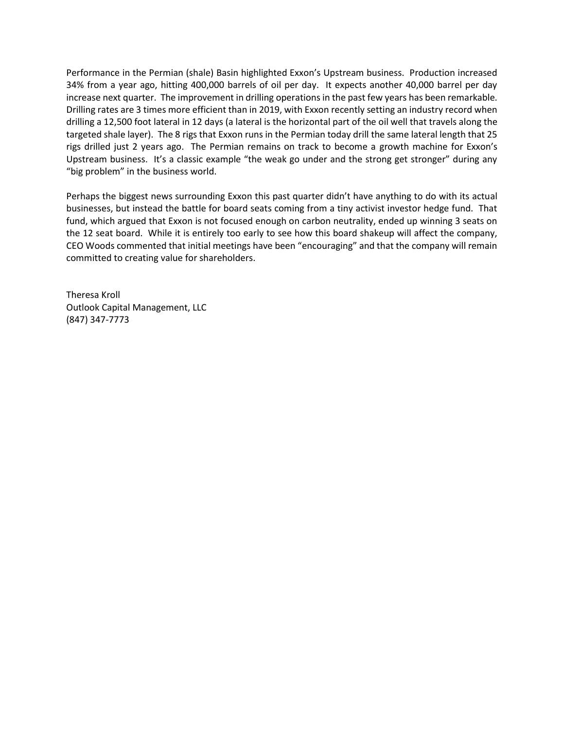Performance in the Permian (shale) Basin highlighted Exxon's Upstream business. Production increased 34% from a year ago, hitting 400,000 barrels of oil per day. It expects another 40,000 barrel per day increase next quarter. The improvement in drilling operations in the past few years has been remarkable. Drilling rates are 3 times more efficient than in 2019, with Exxon recently setting an industry record when drilling a 12,500 foot lateral in 12 days (a lateral is the horizontal part of the oil well that travels along the targeted shale layer). The 8 rigs that Exxon runs in the Permian today drill the same lateral length that 25 rigs drilled just 2 years ago. The Permian remains on track to become a growth machine for Exxon's Upstream business. It's a classic example "the weak go under and the strong get stronger" during any "big problem" in the business world.

Perhaps the biggest news surrounding Exxon this past quarter didn't have anything to do with its actual businesses, but instead the battle for board seats coming from a tiny activist investor hedge fund. That fund, which argued that Exxon is not focused enough on carbon neutrality, ended up winning 3 seats on the 12 seat board. While it is entirely too early to see how this board shakeup will affect the company, CEO Woods commented that initial meetings have been "encouraging" and that the company will remain committed to creating value for shareholders.

Theresa Kroll
Outlook Capital Management, LLC
(847) 347-7773